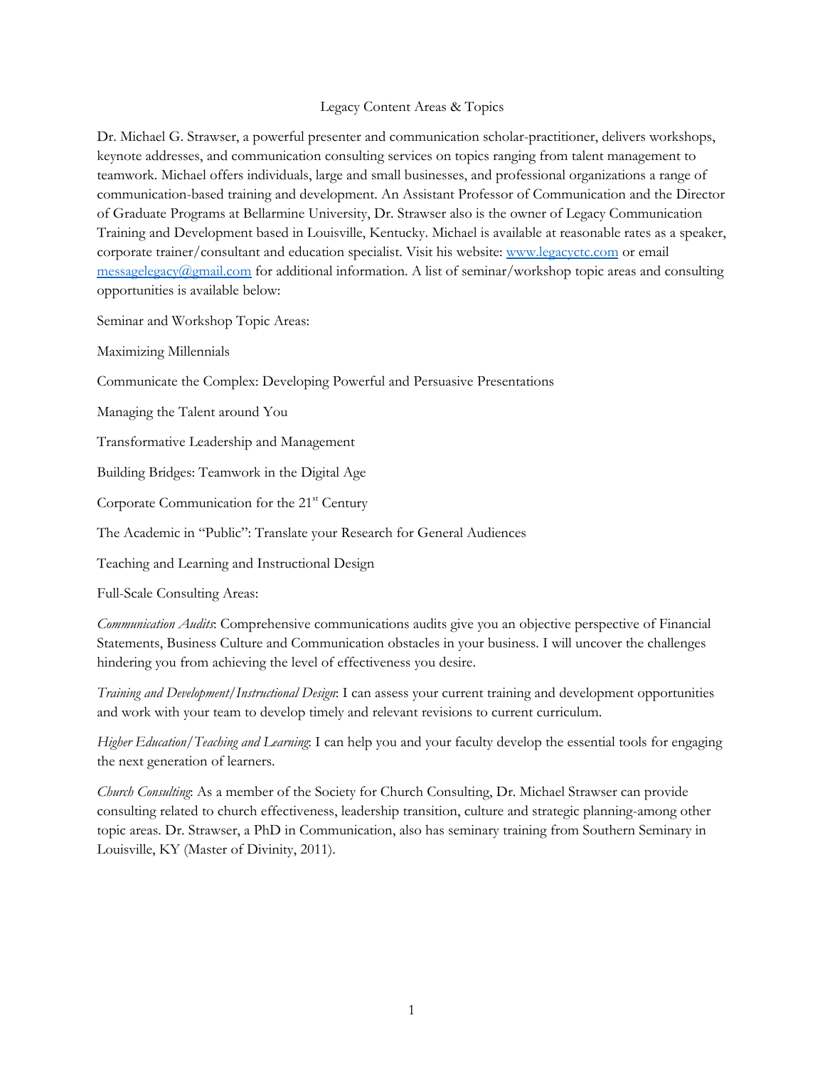# Legacy Content Areas & Topics

Dr. Michael G. Strawser, a powerful presenter and communication scholar-practitioner, delivers workshops, keynote addresses, and communication consulting services on topics ranging from talent management to teamwork. Michael offers individuals, large and small businesses, and professional organizations a range of communication-based training and development. An Assistant Professor of Communication and the Director of Graduate Programs at Bellarmine University, Dr. Strawser also is the owner of Legacy Communication Training and Development based in Louisville, Kentucky. Michael is available at reasonable rates as a speaker, corporate trainer/consultant and education specialist. Visit his website: [www.legacyctc.com](http://www.legacyctc.com) or email [messagelegacy@gmail.com](mailto:messagelegacy@gmail.com) for additional information. A list of seminar/workshop topic areas and consulting opportunities is available below:

Seminar and Workshop Topic Areas:

Maximizing Millennials

Communicate the Complex: Developing Powerful and Persuasive Presentations

Managing the Talent around You

Transformative Leadership and Management

Building Bridges: Teamwork in the Digital Age

Corporate Communication for the 21st Century

The Academic in "Public": Translate your Research for General Audiences

Teaching and Learning and Instructional Design

Full-Scale Consulting Areas:

*Communication Audits*: Comprehensive communications audits give you an objective perspective of Financial Statements, Business Culture and Communication obstacles in your business. I will uncover the challenges hindering you from achieving the level of effectiveness you desire.

*Training and Development/Instructional Design*: I can assess your current training and development opportunities and work with your team to develop timely and relevant revisions to current curriculum.

*Higher Education/Teaching and Learning*: I can help you and your faculty develop the essential tools for engaging the next generation of learners.

*Church Consulting*: As a member of the Society for Church Consulting, Dr. Michael Strawser can provide consulting related to church effectiveness, leadership transition, culture and strategic planning-among other topic areas. Dr. Strawser, a PhD in Communication, also has seminary training from Southern Seminary in Louisville, KY (Master of Divinity, 2011).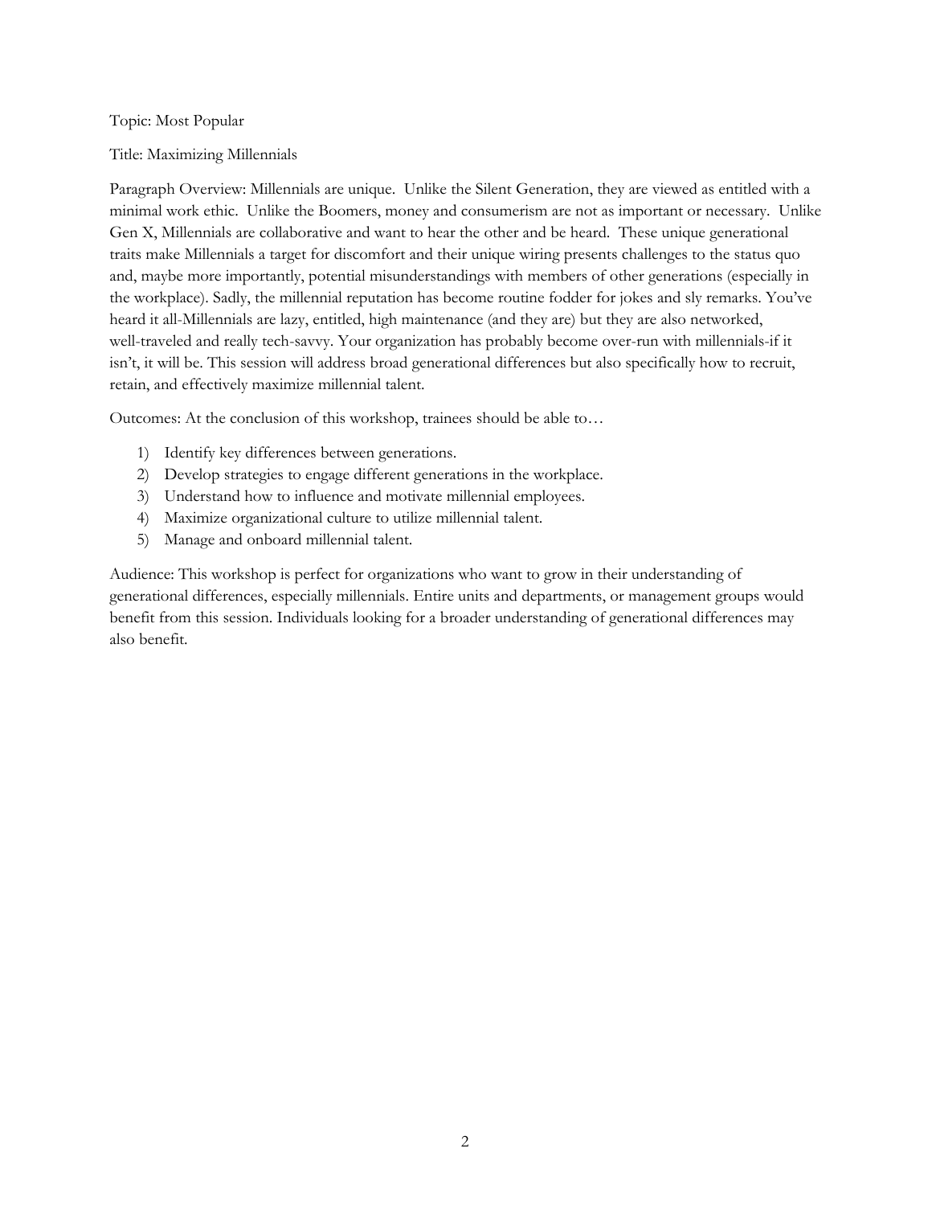Topic: Most Popular

Title: Maximizing Millennials

Paragraph Overview: Millennials are unique. Unlike the Silent Generation, they are viewed as entitled with a minimal work ethic. Unlike the Boomers, money and consumerism are not as important or necessary. Unlike Gen X, Millennials are collaborative and want to hear the other and be heard. These unique generational traits make Millennials a target for discomfort and their unique wiring presents challenges to the status quo and, maybe more importantly, potential misunderstandings with members of other generations (especially in the workplace). Sadly, the millennial reputation has become routine fodder for jokes and sly remarks. You've heard it all-Millennials are lazy, entitled, high maintenance (and they are) but they are also networked, well-traveled and really tech-savvy. Your organization has probably become over-run with millennials-if it isn't, it will be. This session will address broad generational differences but also specifically how to recruit, retain, and effectively maximize millennial talent.

Outcomes: At the conclusion of this workshop, trainees should be able to…

1) Identify key differences between generations.
2) Develop strategies to engage different generations in the workplace.
3) Understand how to influence and motivate millennial employees.
4) Maximize organizational culture to utilize millennial talent.
5) Manage and onboard millennial talent.

Audience: This workshop is perfect for organizations who want to grow in their understanding of generational differences, especially millennials. Entire units and departments, or management groups would benefit from this session. Individuals looking for a broader understanding of generational differences may also benefit.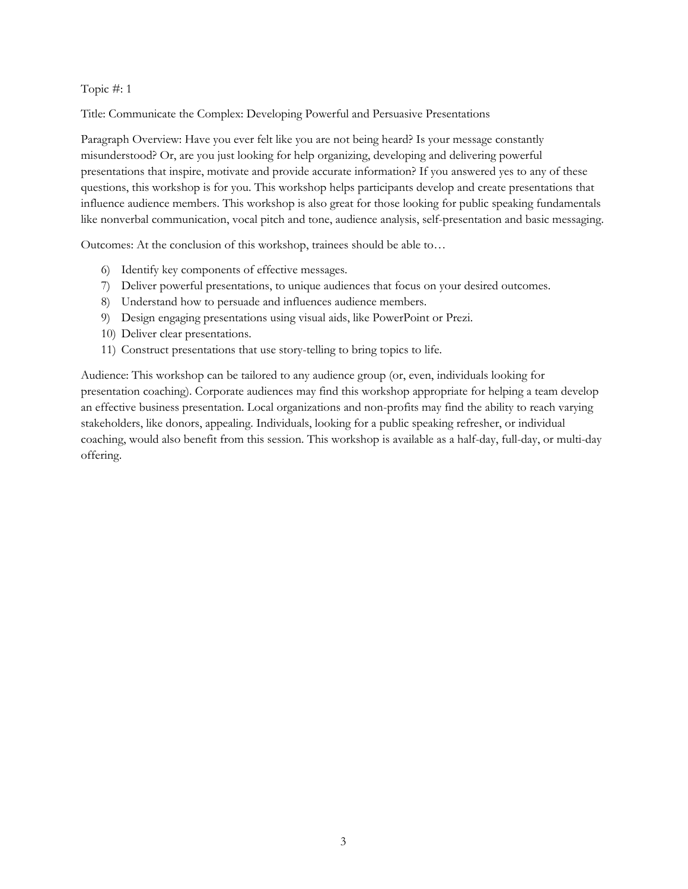Topic #: 1

Title: Communicate the Complex: Developing Powerful and Persuasive Presentations

Paragraph Overview: Have you ever felt like you are not being heard? Is your message constantly misunderstood? Or, are you just looking for help organizing, developing and delivering powerful presentations that inspire, motivate and provide accurate information? If you answered yes to any of these questions, this workshop is for you. This workshop helps participants develop and create presentations that influence audience members. This workshop is also great for those looking for public speaking fundamentals like nonverbal communication, vocal pitch and tone, audience analysis, self-presentation and basic messaging.

Outcomes: At the conclusion of this workshop, trainees should be able to…

6) Identify key components of effective messages.
7) Deliver powerful presentations, to unique audiences that focus on your desired outcomes.
8) Understand how to persuade and influences audience members.
9) Design engaging presentations using visual aids, like PowerPoint or Prezi.
10) Deliver clear presentations.
11) Construct presentations that use story-telling to bring topics to life.

Audience: This workshop can be tailored to any audience group (or, even, individuals looking for presentation coaching). Corporate audiences may find this workshop appropriate for helping a team develop an effective business presentation. Local organizations and non-profits may find the ability to reach varying stakeholders, like donors, appealing. Individuals, looking for a public speaking refresher, or individual coaching, would also benefit from this session. This workshop is available as a half-day, full-day, or multi-day offering.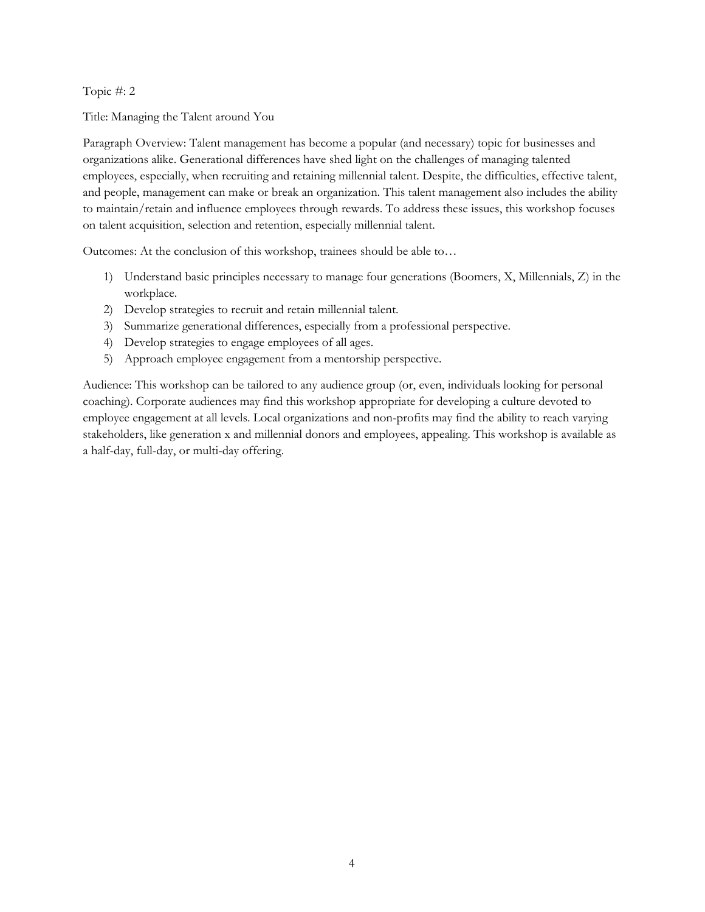Topic #: 2

Title: Managing the Talent around You

Paragraph Overview: Talent management has become a popular (and necessary) topic for businesses and organizations alike. Generational differences have shed light on the challenges of managing talented employees, especially, when recruiting and retaining millennial talent. Despite, the difficulties, effective talent, and people, management can make or break an organization. This talent management also includes the ability to maintain/retain and influence employees through rewards. To address these issues, this workshop focuses on talent acquisition, selection and retention, especially millennial talent.

Outcomes: At the conclusion of this workshop, trainees should be able to…

1) Understand basic principles necessary to manage four generations (Boomers, X, Millennials, Z) in the workplace.
2) Develop strategies to recruit and retain millennial talent.
3) Summarize generational differences, especially from a professional perspective.
4) Develop strategies to engage employees of all ages.
5) Approach employee engagement from a mentorship perspective.

Audience: This workshop can be tailored to any audience group (or, even, individuals looking for personal coaching). Corporate audiences may find this workshop appropriate for developing a culture devoted to employee engagement at all levels. Local organizations and non-profits may find the ability to reach varying stakeholders, like generation x and millennial donors and employees, appealing. This workshop is available as a half-day, full-day, or multi-day offering.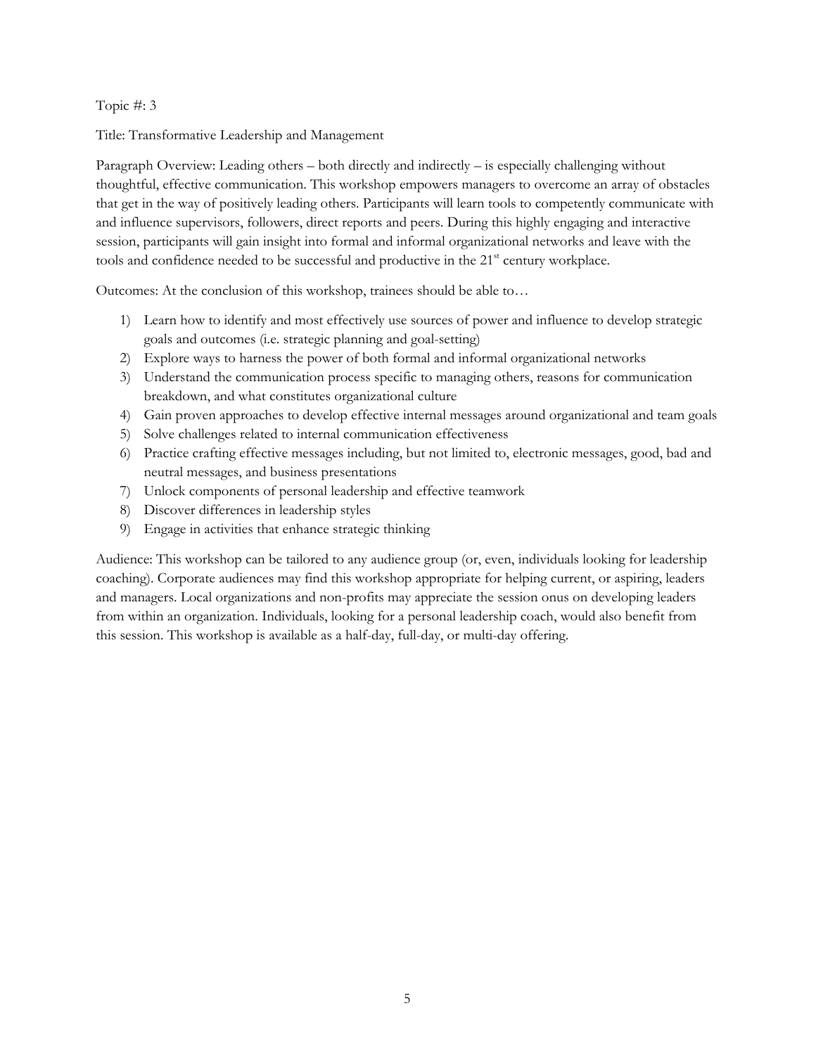Topic #: 3

Title: Transformative Leadership and Management

Paragraph Overview: Leading others – both directly and indirectly – is especially challenging without thoughtful, effective communication. This workshop empowers managers to overcome an array of obstacles that get in the way of positively leading others. Participants will learn tools to competently communicate with and influence supervisors, followers, direct reports and peers. During this highly engaging and interactive session, participants will gain insight into formal and informal organizational networks and leave with the tools and confidence needed to be successful and productive in the 21st century workplace.

Outcomes: At the conclusion of this workshop, trainees should be able to…

1) Learn how to identify and most effectively use sources of power and influence to develop strategic goals and outcomes (i.e. strategic planning and goal-setting)
2) Explore ways to harness the power of both formal and informal organizational networks
3) Understand the communication process specific to managing others, reasons for communication breakdown, and what constitutes organizational culture
4) Gain proven approaches to develop effective internal messages around organizational and team goals
5) Solve challenges related to internal communication effectiveness
6) Practice crafting effective messages including, but not limited to, electronic messages, good, bad and neutral messages, and business presentations
7) Unlock components of personal leadership and effective teamwork
8) Discover differences in leadership styles
9) Engage in activities that enhance strategic thinking

Audience: This workshop can be tailored to any audience group (or, even, individuals looking for leadership coaching). Corporate audiences may find this workshop appropriate for helping current, or aspiring, leaders and managers. Local organizations and non-profits may appreciate the session onus on developing leaders from within an organization. Individuals, looking for a personal leadership coach, would also benefit from this session. This workshop is available as a half-day, full-day, or multi-day offering.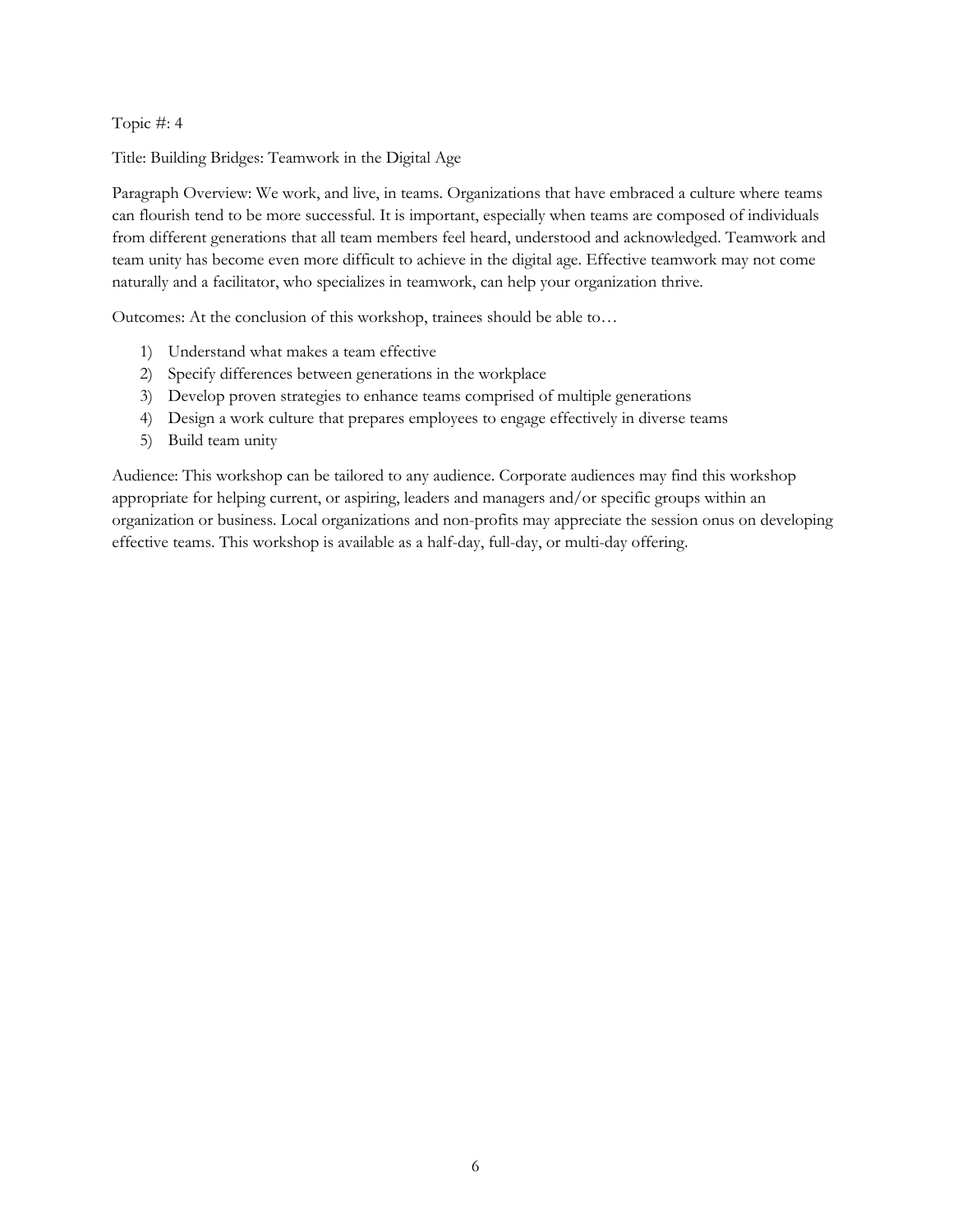Topic #: 4

Title: Building Bridges: Teamwork in the Digital Age

Paragraph Overview: We work, and live, in teams. Organizations that have embraced a culture where teams can flourish tend to be more successful. It is important, especially when teams are composed of individuals from different generations that all team members feel heard, understood and acknowledged. Teamwork and team unity has become even more difficult to achieve in the digital age. Effective teamwork may not come naturally and a facilitator, who specializes in teamwork, can help your organization thrive.

Outcomes: At the conclusion of this workshop, trainees should be able to…

1) Understand what makes a team effective
2) Specify differences between generations in the workplace
3) Develop proven strategies to enhance teams comprised of multiple generations
4) Design a work culture that prepares employees to engage effectively in diverse teams
5) Build team unity

Audience: This workshop can be tailored to any audience. Corporate audiences may find this workshop appropriate for helping current, or aspiring, leaders and managers and/or specific groups within an organization or business. Local organizations and non-profits may appreciate the session onus on developing effective teams. This workshop is available as a half-day, full-day, or multi-day offering.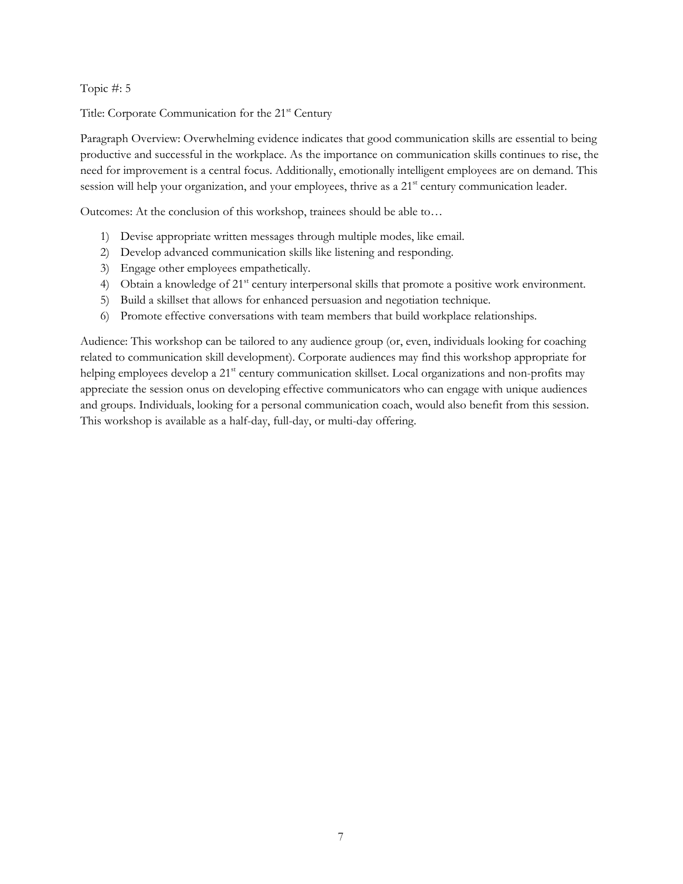Topic #: 5

Title: Corporate Communication for the 21st Century

Paragraph Overview: Overwhelming evidence indicates that good communication skills are essential to being productive and successful in the workplace. As the importance on communication skills continues to rise, the need for improvement is a central focus. Additionally, emotionally intelligent employees are on demand. This session will help your organization, and your employees, thrive as a 21st century communication leader.

Outcomes: At the conclusion of this workshop, trainees should be able to…

1) Devise appropriate written messages through multiple modes, like email.
2) Develop advanced communication skills like listening and responding.
3) Engage other employees empathetically.
4) Obtain a knowledge of 21st century interpersonal skills that promote a positive work environment.
5) Build a skillset that allows for enhanced persuasion and negotiation technique.
6) Promote effective conversations with team members that build workplace relationships.

Audience: This workshop can be tailored to any audience group (or, even, individuals looking for coaching related to communication skill development). Corporate audiences may find this workshop appropriate for helping employees develop a 21st century communication skillset. Local organizations and non-profits may appreciate the session onus on developing effective communicators who can engage with unique audiences and groups. Individuals, looking for a personal communication coach, would also benefit from this session. This workshop is available as a half-day, full-day, or multi-day offering.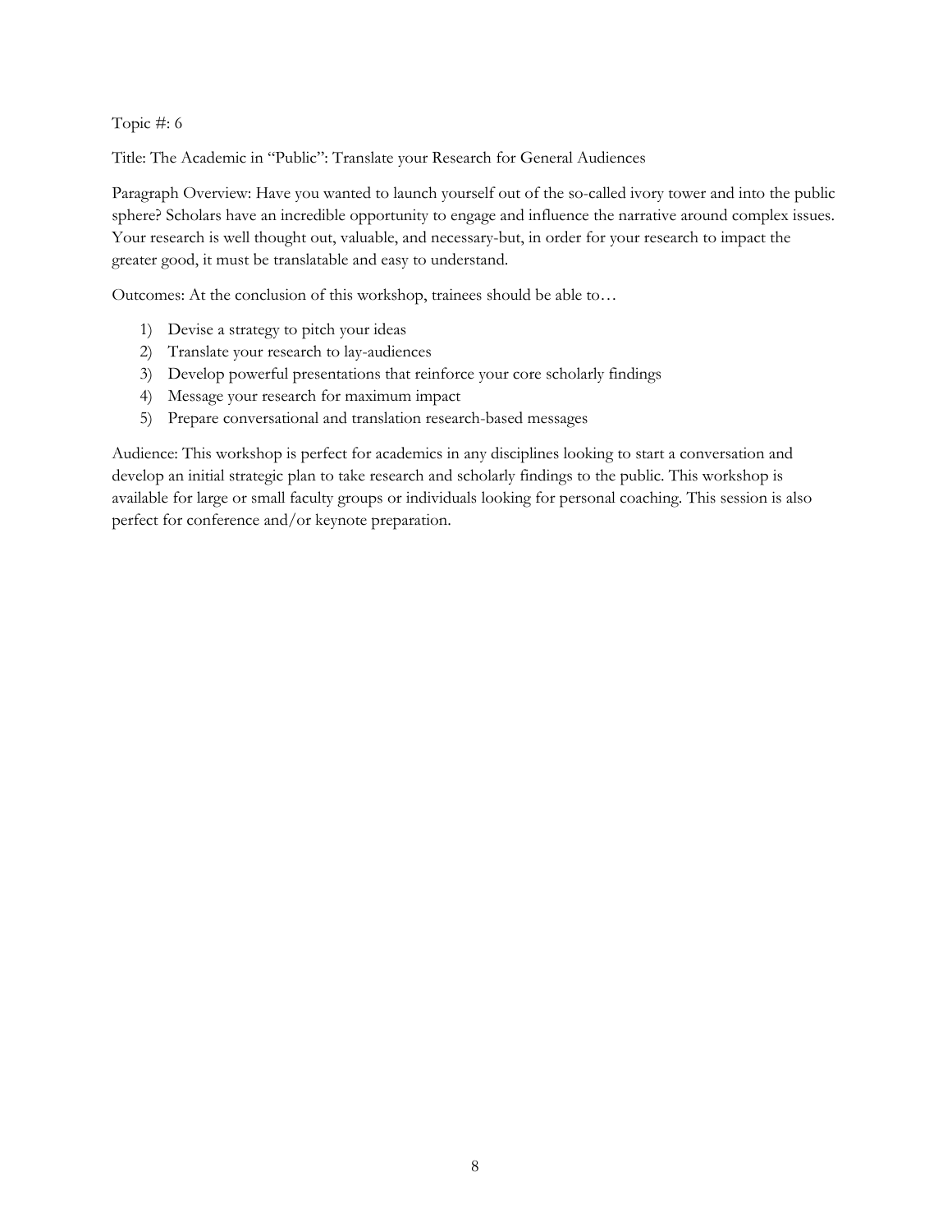Topic #: 6

Title: The Academic in "Public": Translate your Research for General Audiences

Paragraph Overview: Have you wanted to launch yourself out of the so-called ivory tower and into the public sphere? Scholars have an incredible opportunity to engage and influence the narrative around complex issues. Your research is well thought out, valuable, and necessary-but, in order for your research to impact the greater good, it must be translatable and easy to understand.

Outcomes: At the conclusion of this workshop, trainees should be able to…

1) Devise a strategy to pitch your ideas
2) Translate your research to lay-audiences
3) Develop powerful presentations that reinforce your core scholarly findings
4) Message your research for maximum impact
5) Prepare conversational and translation research-based messages

Audience: This workshop is perfect for academics in any disciplines looking to start a conversation and develop an initial strategic plan to take research and scholarly findings to the public. This workshop is available for large or small faculty groups or individuals looking for personal coaching. This session is also perfect for conference and/or keynote preparation.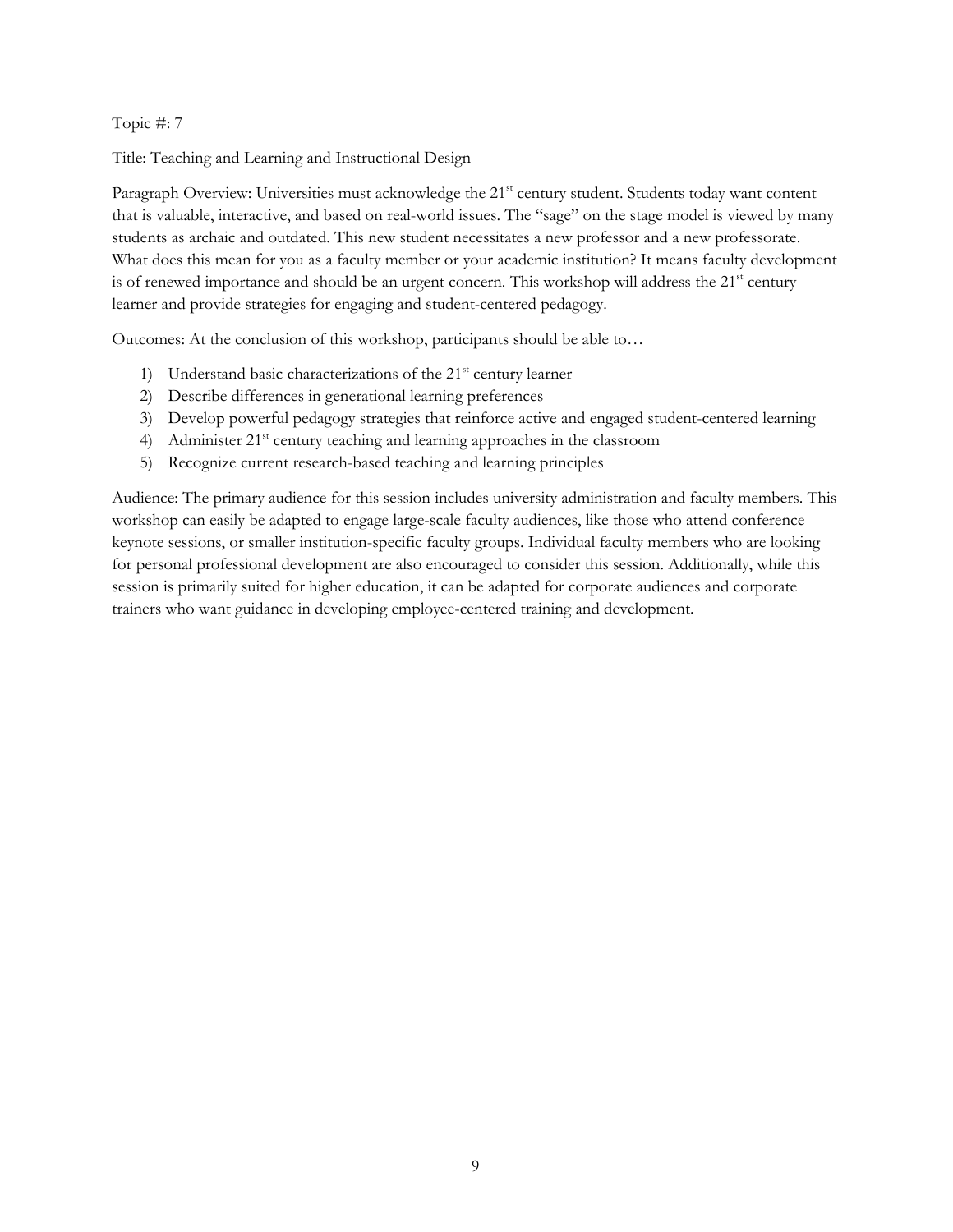Topic #: 7

Title: Teaching and Learning and Instructional Design

Paragraph Overview: Universities must acknowledge the 21st century student. Students today want content that is valuable, interactive, and based on real-world issues. The "sage" on the stage model is viewed by many students as archaic and outdated. This new student necessitates a new professor and a new professorate. What does this mean for you as a faculty member or your academic institution? It means faculty development is of renewed importance and should be an urgent concern. This workshop will address the 21st century learner and provide strategies for engaging and student-centered pedagogy.

Outcomes: At the conclusion of this workshop, participants should be able to…

1) Understand basic characterizations of the 21st century learner
2) Describe differences in generational learning preferences
3) Develop powerful pedagogy strategies that reinforce active and engaged student-centered learning
4) Administer 21st century teaching and learning approaches in the classroom
5) Recognize current research-based teaching and learning principles

Audience: The primary audience for this session includes university administration and faculty members. This workshop can easily be adapted to engage large-scale faculty audiences, like those who attend conference keynote sessions, or smaller institution-specific faculty groups. Individual faculty members who are looking for personal professional development are also encouraged to consider this session. Additionally, while this session is primarily suited for higher education, it can be adapted for corporate audiences and corporate trainers who want guidance in developing employee-centered training and development.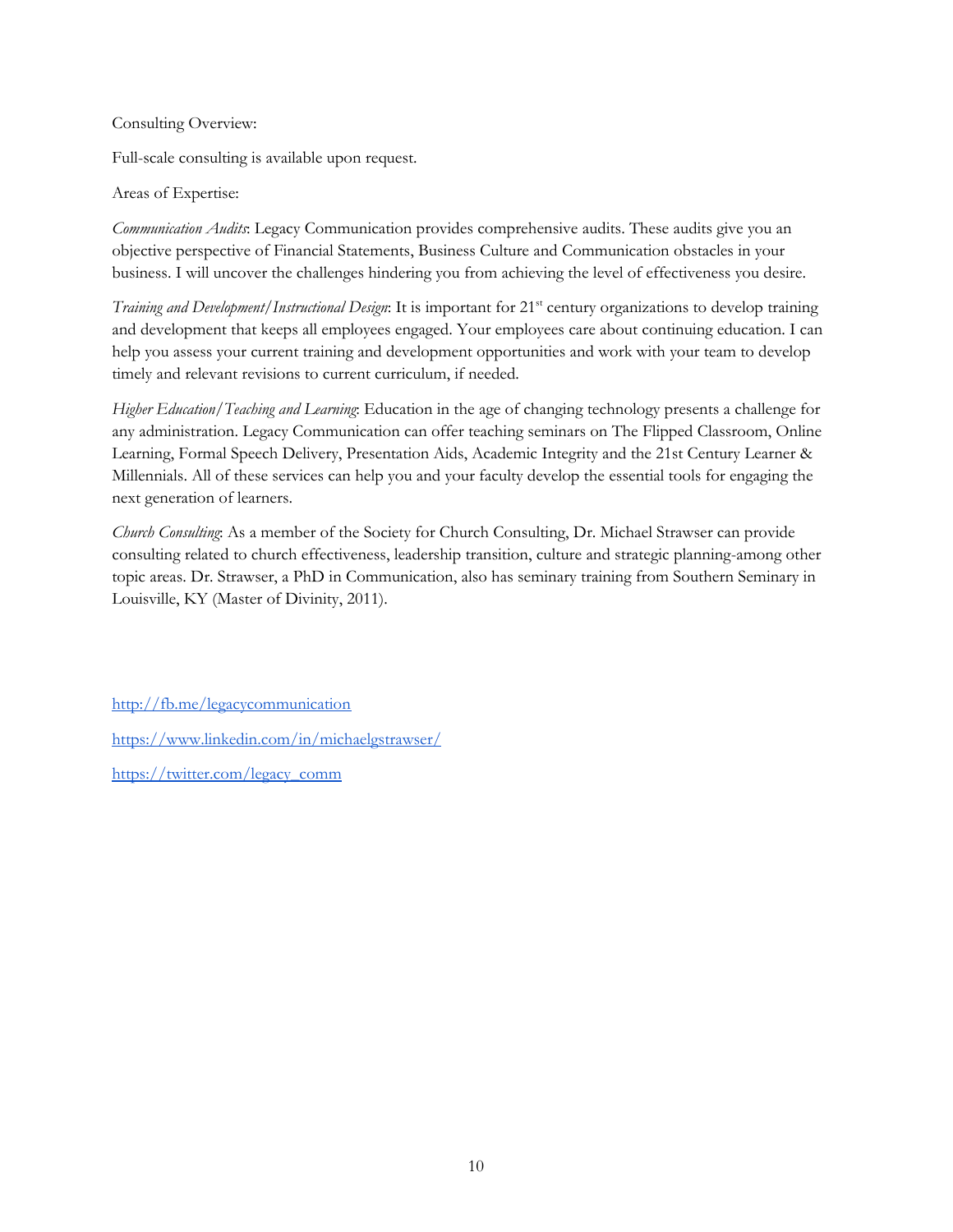Consulting Overview:

Full-scale consulting is available upon request.

Areas of Expertise:

*Communication Audits*: Legacy Communication provides comprehensive audits. These audits give you an objective perspective of Financial Statements, Business Culture and Communication obstacles in your business. I will uncover the challenges hindering you from achieving the level of effectiveness you desire.

*Training and Development/Instructional Design*: It is important for 21st century organizations to develop training and development that keeps all employees engaged. Your employees care about continuing education. I can help you assess your current training and development opportunities and work with your team to develop timely and relevant revisions to current curriculum, if needed.

*Higher Education/Teaching and Learning*: Education in the age of changing technology presents a challenge for any administration. Legacy Communication can offer teaching seminars on The Flipped Classroom, Online Learning, Formal Speech Delivery, Presentation Aids, Academic Integrity and the 21st Century Learner & Millennials. All of these services can help you and your faculty develop the essential tools for engaging the next generation of learners.

*Church Consulting*: As a member of the Society for Church Consulting, Dr. Michael Strawser can provide consulting related to church effectiveness, leadership transition, culture and strategic planning-among other topic areas. Dr. Strawser, a PhD in Communication, also has seminary training from Southern Seminary in Louisville, KY (Master of Divinity, 2011).

http://fb.me/legacycommunication

https://www.linkedin.com/in/michaelgstrawser/

https://twitter.com/legacy_comm